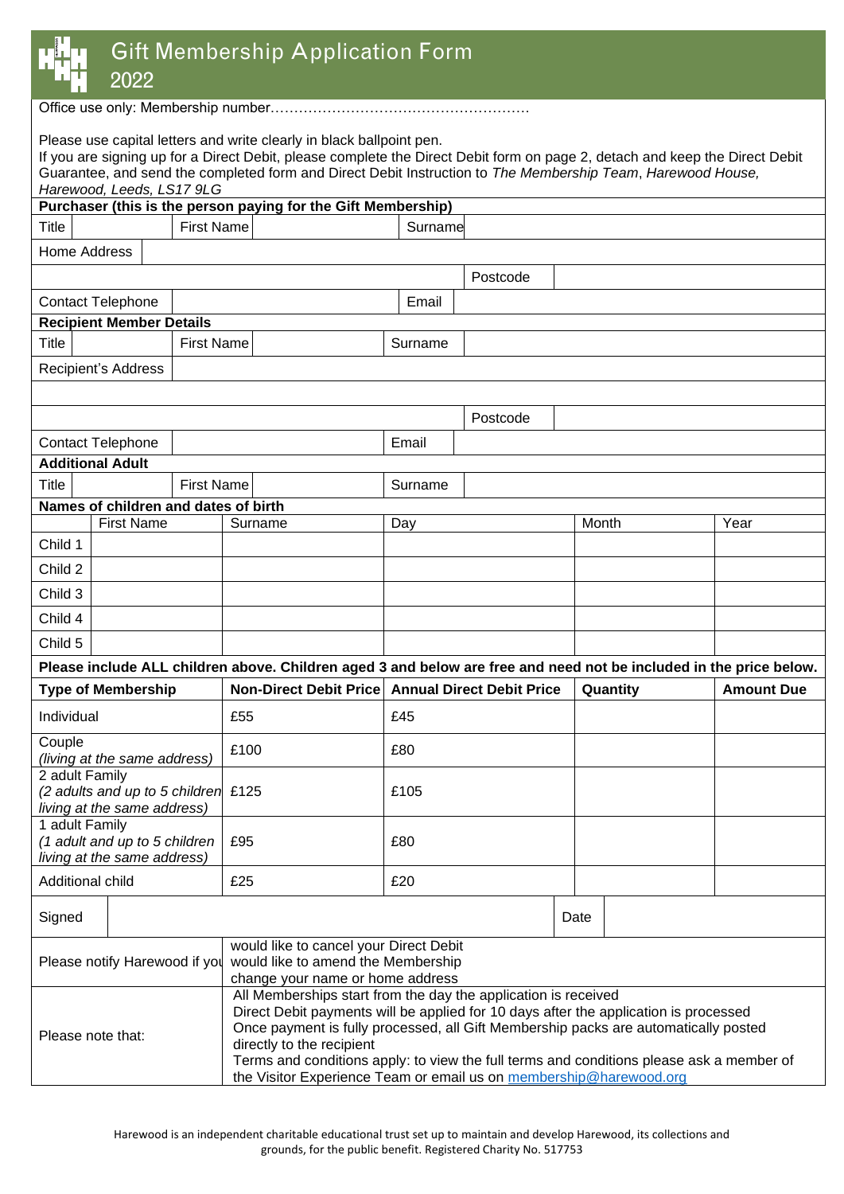# Gift Membership Application Form 2022

Office use only: Membership number……………………………………………….

Please use capital letters and write clearly in black ballpoint pen.
If you are signing up for a Direct Debit, please complete the Direct Debit form on page 2, detach and keep the Direct Debit Guarantee, and send the completed form and Direct Debit Instruction to *The Membership Team*, *Harewood House, Harewood, Leeds, LS17 9LG*

**Purchaser (this is the person paying for the Gift Membership)**

| Title | | First Name | | Surname | |
|---|---|---|---|---|---|
| Home Address | | | | | |
| | | | | Postcode | |
| Contact Telephone | | | | Email | |

**Recipient Member Details**

| Title | | First Name | | Surname | |
|---|---|---|---|---|---|
| Recipient's Address | | | | | |
| | | | | | |
| | | | | Postcode | |
| Contact Telephone | | | | Email | |

**Additional Adult**

| Title | | First Name | | Surname | |
|---|---|---|---|---|---|

**Names of children and dates of birth**

| | First Name | Surname | Day | Month | Year |
|---|---|---|---|---|---|
| Child 1 | | | | | |
| Child 2 | | | | | |
| Child 3 | | | | | |
| Child 4 | | | | | |
| Child 5 | | | | | |

**Please include ALL children above. Children aged 3 and below are free and need not be included in the price below.**

| Type of Membership | Non-Direct Debit Price | Annual Direct Debit Price | Quantity | Amount Due |
|---|---|---|---|---|
| Individual | £55 | £45 | | |
| Couple *(living at the same address)* | £100 | £80 | | |
| 2 adult Family *(2 adults and up to 5 children living at the same address)* | £125 | £105 | | |
| 1 adult Family *(1 adult and up to 5 children living at the same address)* | £95 | £80 | | |
| Additional child | £25 | £20 | | |

| Signed | | Date | |
|---|---|---|---|

| | |
|---|---|
| Please notify Harewood if you | would like to cancel your Direct Debit<br>would like to amend the Membership<br>change your name or home address |
| Please note that: | All Memberships start from the day the application is received<br>Direct Debit payments will be applied for 10 days after the application is processed<br>Once payment is fully processed, all Gift Membership packs are automatically posted directly to the recipient<br>Terms and conditions apply: to view the full terms and conditions please ask a member of the Visitor Experience Team or email us on membership@harewood.org |

Harewood is an independent charitable educational trust set up to maintain and develop Harewood, its collections and grounds, for the public benefit. Registered Charity No. 517753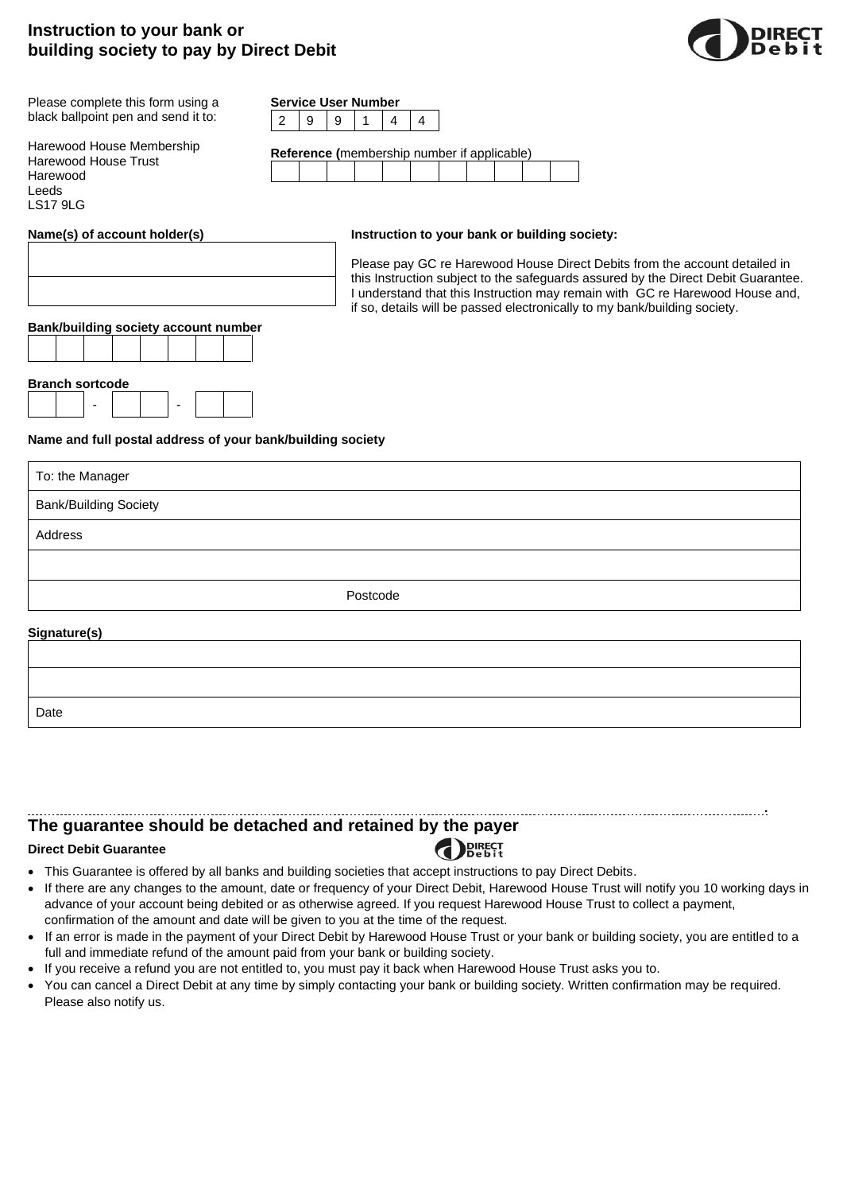# Instruction to your bank or building society to pay by Direct Debit

Please complete this form using a black ballpoint pen and send it to:

Harewood House Membership
Harewood House Trust
Harewood
Leeds
LS17 9LG

**Service User Number**

| 2 | 9 | 9 | 1 | 4 | 4 |
|---|---|---|---|---|---|

**Reference (**membership number if applicable)

| | | | | | | | | | | |
|---|---|---|---|---|---|---|---|---|---|---|
| | | | | | | | | | | |

**Name(s) of account holder(s)**

**Instruction to your bank or building society:**

Please pay GC re Harewood House Direct Debits from the account detailed in this Instruction subject to the safeguards assured by the Direct Debit Guarantee. I understand that this Instruction may remain with GC re Harewood House and, if so, details will be passed electronically to my bank/building society.

**Bank/building society account number**

| | | | | | | | |
|---|---|---|---|---|---|---|---|
| | | | | | | | |

**Branch sortcode**

| | | | | | | | |
|---|---|---|---|---|---|---|---|
| | | - | | | - | | |

**Name and full postal address of your bank/building society**

To: the Manager

Bank/Building Society

Address

Postcode

**Signature(s)**

Date

## The guarantee should be detached and retained by the payer

**Direct Debit Guarantee**

- This Guarantee is offered by all banks and building societies that accept instructions to pay Direct Debits.
- If there are any changes to the amount, date or frequency of your Direct Debit, Harewood House Trust will notify you 10 working days in advance of your account being debited or as otherwise agreed. If you request Harewood House Trust to collect a payment, confirmation of the amount and date will be given to you at the time of the request.
- If an error is made in the payment of your Direct Debit by Harewood House Trust or your bank or building society, you are entitled to a full and immediate refund of the amount paid from your bank or building society.
- If you receive a refund you are not entitled to, you must pay it back when Harewood House Trust asks you to.
- You can cancel a Direct Debit at any time by simply contacting your bank or building society. Written confirmation may be required. Please also notify us.